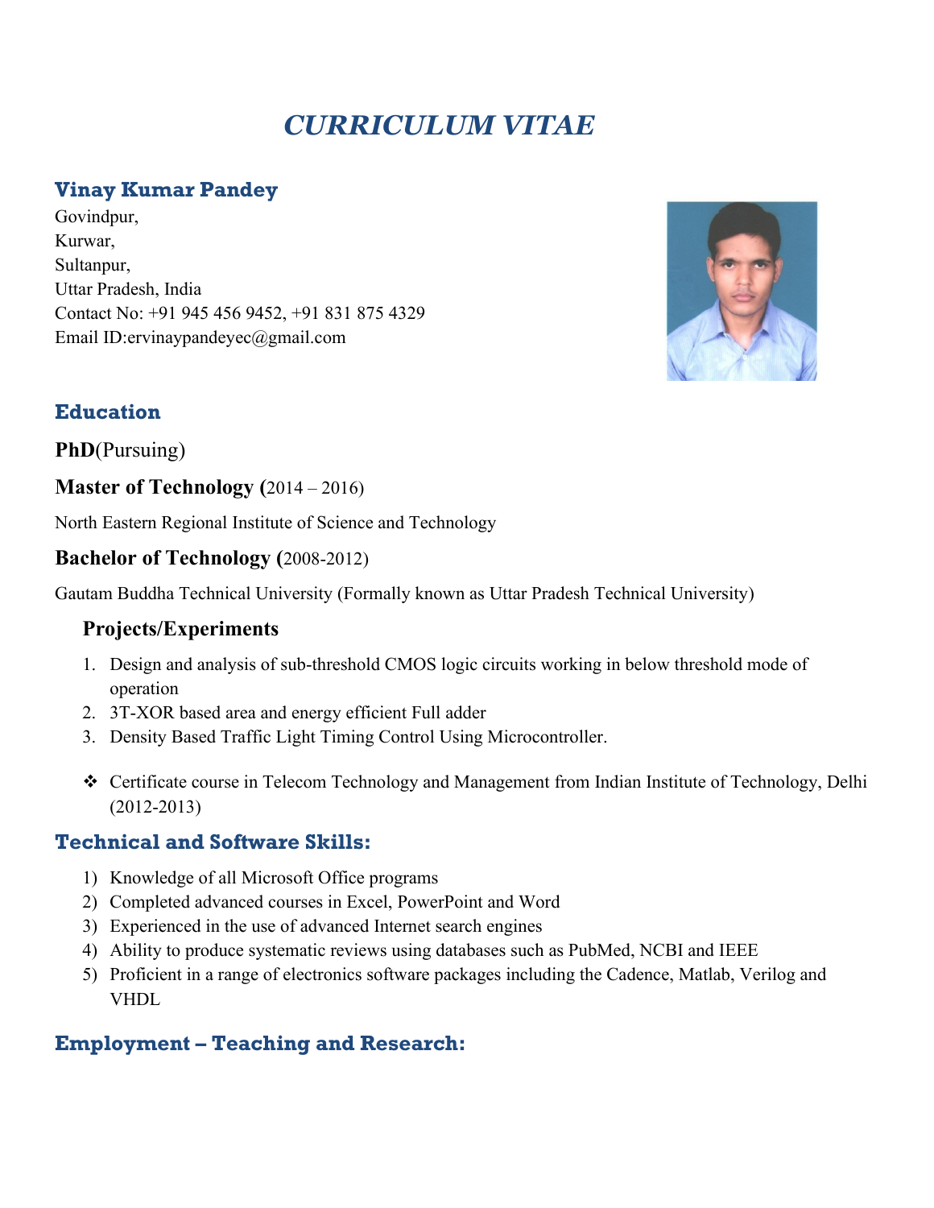# *CURRICULUM VITAE*

## Vinay Kumar Pandey

Govindpur,
Kurwar,
Sultanpur,
Uttar Pradesh, India
Contact No: +91 945 456 9452, +91 831 875 4329
Email ID:ervinaypandeyec@gmail.com

## Education

### **PhD**(Pursuing)

### **Master of Technology (**2014 – 2016)

North Eastern Regional Institute of Science and Technology

### **Bachelor of Technology (**2008-2012)

Gautam Buddha Technical University (Formally known as Uttar Pradesh Technical University)

### Projects/Experiments

1. Design and analysis of sub-threshold CMOS logic circuits working in below threshold mode of operation
2. 3T-XOR based area and energy efficient Full adder
3. Density Based Traffic Light Timing Control Using Microcontroller.

- Certificate course in Telecom Technology and Management from Indian Institute of Technology, Delhi (2012-2013)

## Technical and Software Skills:

1) Knowledge of all Microsoft Office programs
2) Completed advanced courses in Excel, PowerPoint and Word
3) Experienced in the use of advanced Internet search engines
4) Ability to produce systematic reviews using databases such as PubMed, NCBI and IEEE
5) Proficient in a range of electronics software packages including the Cadence, Matlab, Verilog and VHDL

## Employment – Teaching and Research: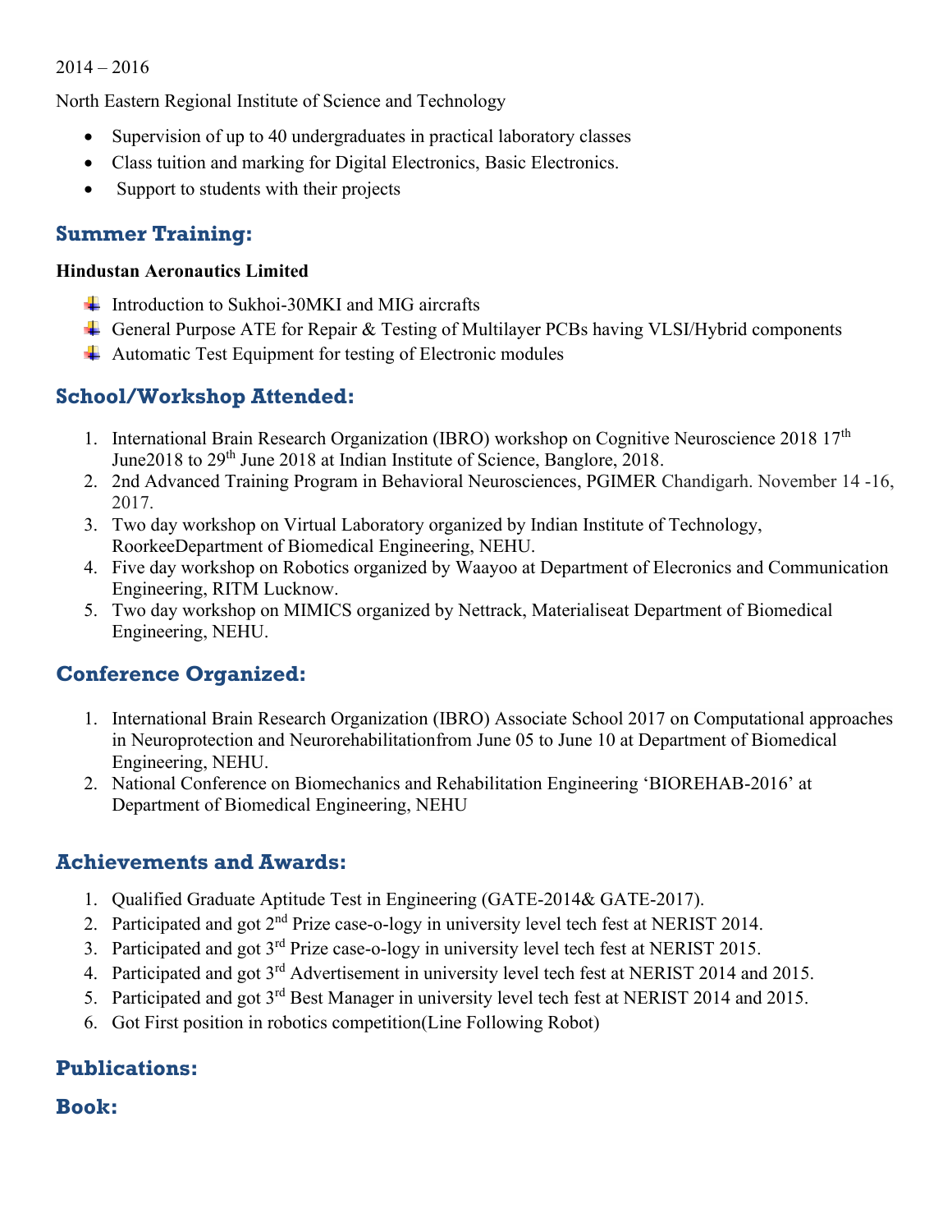2014 – 2016

North Eastern Regional Institute of Science and Technology

- Supervision of up to 40 undergraduates in practical laboratory classes
- Class tuition and marking for Digital Electronics, Basic Electronics.
- Support to students with their projects

## Summer Training:

**Hindustan Aeronautics Limited**

- Introduction to Sukhoi-30MKI and MIG aircrafts
- General Purpose ATE for Repair & Testing of Multilayer PCBs having VLSI/Hybrid components
- Automatic Test Equipment for testing of Electronic modules

## School/Workshop Attended:

1. International Brain Research Organization (IBRO) workshop on Cognitive Neuroscience 2018 17th June2018 to 29th June 2018 at Indian Institute of Science, Banglore, 2018.
2. 2nd Advanced Training Program in Behavioral Neurosciences, PGIMER Chandigarh. November 14 -16, 2017.
3. Two day workshop on Virtual Laboratory organized by Indian Institute of Technology, RoorkeeDepartment of Biomedical Engineering, NEHU.
4. Five day workshop on Robotics organized by Waayoo at Department of Elecronics and Communication Engineering, RITM Lucknow.
5. Two day workshop on MIMICS organized by Nettrack, Materialiseat Department of Biomedical Engineering, NEHU.

## Conference Organized:

1. International Brain Research Organization (IBRO) Associate School 2017 on Computational approaches in Neuroprotection and Neurorehabilitationfrom June 05 to June 10 at Department of Biomedical Engineering, NEHU.
2. National Conference on Biomechanics and Rehabilitation Engineering 'BIOREHAB-2016' at Department of Biomedical Engineering, NEHU

## Achievements and Awards:

1. Qualified Graduate Aptitude Test in Engineering (GATE-2014& GATE-2017).
2. Participated and got 2nd Prize case-o-logy in university level tech fest at NERIST 2014.
3. Participated and got 3rd Prize case-o-logy in university level tech fest at NERIST 2015.
4. Participated and got 3rd Advertisement in university level tech fest at NERIST 2014 and 2015.
5. Participated and got 3rd Best Manager in university level tech fest at NERIST 2014 and 2015.
6. Got First position in robotics competition(Line Following Robot)

## Publications:

## Book: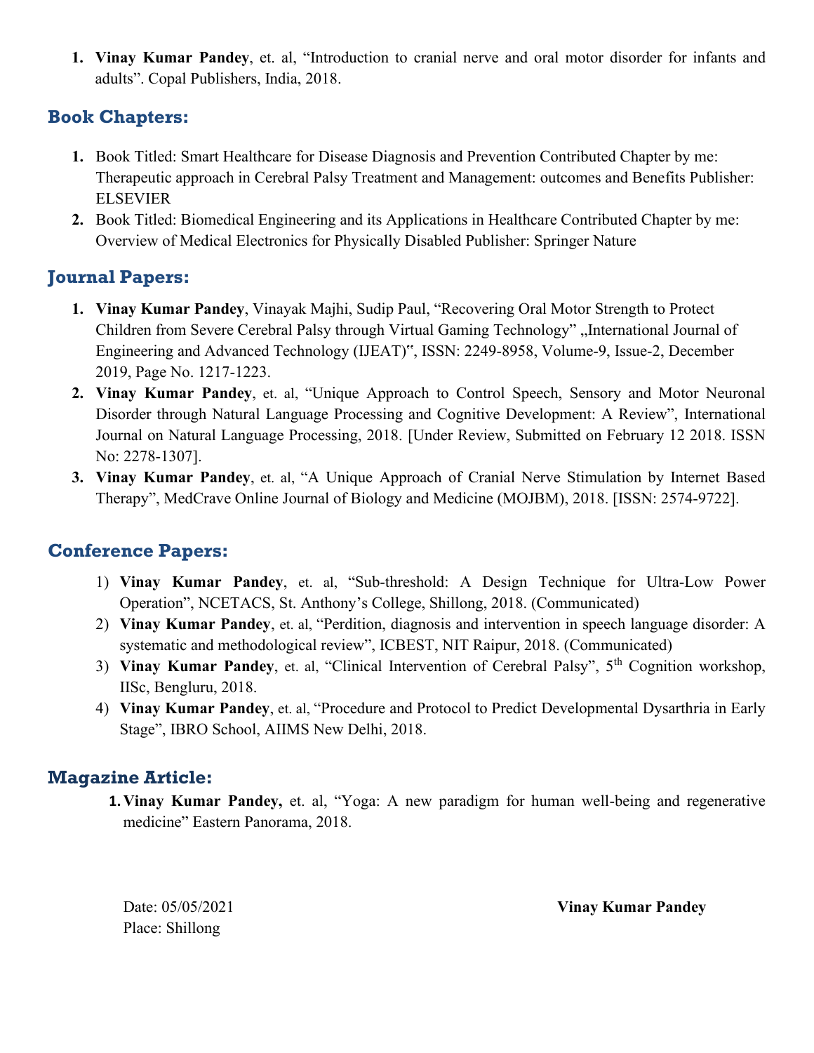1. **Vinay Kumar Pandey**, et. al, "Introduction to cranial nerve and oral motor disorder for infants and adults". Copal Publishers, India, 2018.

## Book Chapters:

1. Book Titled: Smart Healthcare for Disease Diagnosis and Prevention Contributed Chapter by me: Therapeutic approach in Cerebral Palsy Treatment and Management: outcomes and Benefits Publisher: ELSEVIER
2. Book Titled: Biomedical Engineering and its Applications in Healthcare Contributed Chapter by me: Overview of Medical Electronics for Physically Disabled Publisher: Springer Nature

## Journal Papers:

1. **Vinay Kumar Pandey**, Vinayak Majhi, Sudip Paul, "Recovering Oral Motor Strength to Protect Children from Severe Cerebral Palsy through Virtual Gaming Technology" „International Journal of Engineering and Advanced Technology (IJEAT)‟, ISSN: 2249-8958, Volume-9, Issue-2, December 2019, Page No. 1217-1223.
2. **Vinay Kumar Pandey**, et. al, "Unique Approach to Control Speech, Sensory and Motor Neuronal Disorder through Natural Language Processing and Cognitive Development: A Review", International Journal on Natural Language Processing, 2018. [Under Review, Submitted on February 12 2018. ISSN No: 2278-1307].
3. **Vinay Kumar Pandey**, et. al, "A Unique Approach of Cranial Nerve Stimulation by Internet Based Therapy", MedCrave Online Journal of Biology and Medicine (MOJBM), 2018. [ISSN: 2574-9722].

## Conference Papers:

1) **Vinay Kumar Pandey**, et. al, "Sub-threshold: A Design Technique for Ultra-Low Power Operation", NCETACS, St. Anthony's College, Shillong, 2018. (Communicated)
2) **Vinay Kumar Pandey**, et. al, "Perdition, diagnosis and intervention in speech language disorder: A systematic and methodological review", ICBEST, NIT Raipur, 2018. (Communicated)
3) **Vinay Kumar Pandey**, et. al, "Clinical Intervention of Cerebral Palsy", 5th Cognition workshop, IISc, Bengluru, 2018.
4) **Vinay Kumar Pandey**, et. al, "Procedure and Protocol to Predict Developmental Dysarthria in Early Stage", IBRO School, AIIMS New Delhi, 2018.

## Magazine Article:

1. **Vinay Kumar Pandey,** et. al, "Yoga: A new paradigm for human well-being and regenerative medicine" Eastern Panorama, 2018.

Date: 05/05/2021
Place: Shillong

**Vinay Kumar Pandey**